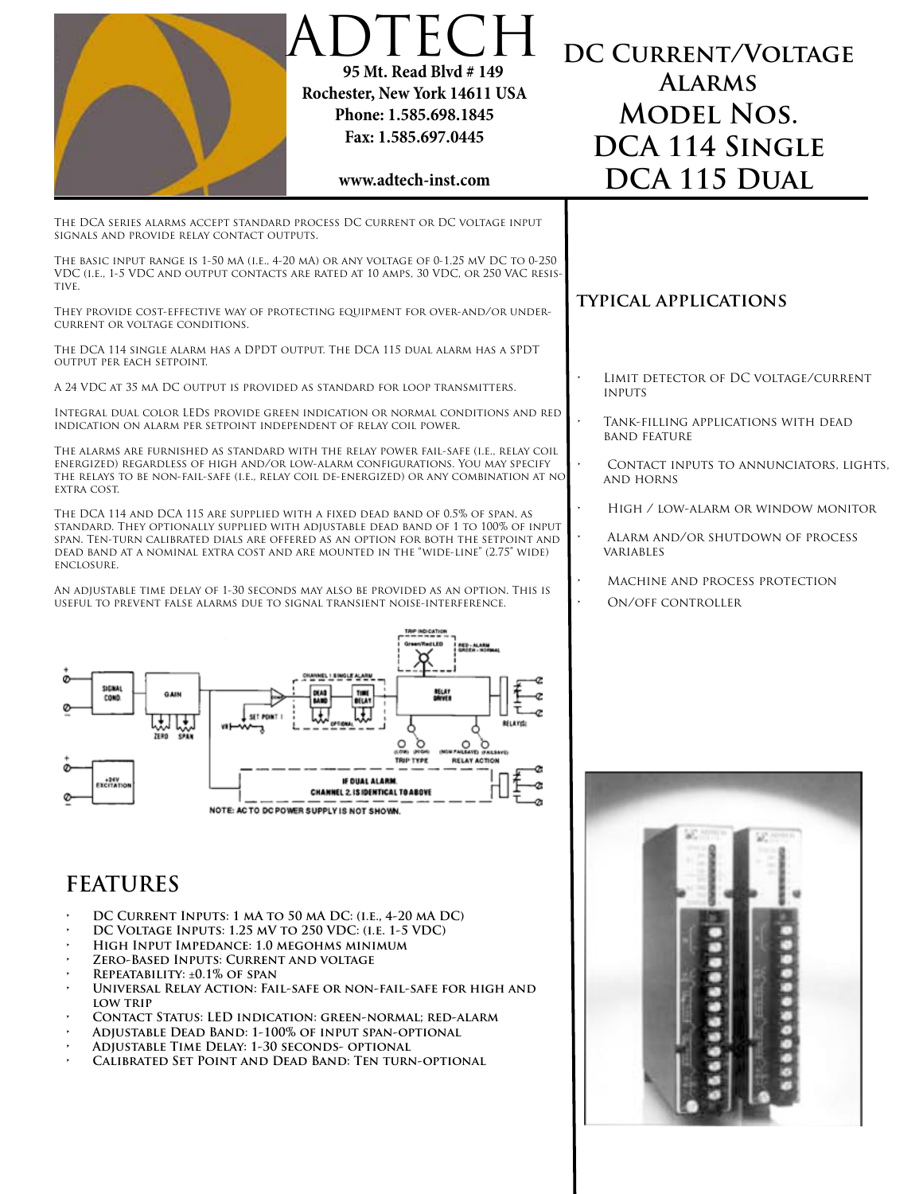# ADTECH

**95 Mt. Read Blvd # 149**
**Rochester, New York 14611 USA**
**Phone: 1.585.698.1845**
**Fax: 1.585.697.0445**

**www.adtech-inst.com**

# DC Current/Voltage Alarms Model Nos. DCA 114 Single DCA 115 Dual

The DCA series alarms accept standard process DC current or DC voltage input signals and provide relay contact outputs.

The basic input range is 1-50 mA (i.e., 4-20 mA) or any voltage of 0-1.25 mV DC to 0-250 VDC (i.e., 1-5 VDC and output contacts are rated at 10 amps, 30 VDC, or 250 VAC resistive.

They provide cost-effective way of protecting equipment for over-and/or under-current or voltage conditions.

The DCA 114 single alarm has a DPDT output. The DCA 115 dual alarm has a SPDT output per each setpoint.

A 24 VDC at 35 mA DC output is provided as standard for loop transmitters.

Integral dual color LEDs provide green indication or normal conditions and red indication on alarm per setpoint independent of relay coil power.

The alarms are furnished as standard with the relay power fail-safe (i.e., relay coil energized) regardless of high and/or low-alarm configurations. You may specify the relays to be non-fail-safe (i.e., relay coil de-energized) or any combination at no extra cost.

The DCA 114 and DCA 115 are supplied with a fixed dead band of 0.5% of span, as standard. They optionally supplied with adjustable dead band of 1 to 100% of input span. Ten-turn calibrated dials are offered as an option for both the setpoint and dead band at a nominal extra cost and are mounted in the "wide-line" (2.75" wide) enclosure.

An adjustable time delay of 1-30 seconds may also be provided as an option. This is useful to prevent false alarms due to signal transient noise-interference.

NOTE: AC TO DC POWER SUPPLY IS NOT SHOWN.

## FEATURES

- **DC Current Inputs: 1 mA to 50 mA DC: (i.e., 4-20 mA DC)**
- **DC Voltage Inputs: 1.25 mV to 250 VDC: (i.e. 1-5 VDC)**
- **High Input Impedance: 1.0 megohms minimum**
- **Zero-Based Inputs: Current and voltage**
- **Repeatability: ±0.1% of span**
- **Universal Relay Action: Fail-safe or non-fail-safe for high and low trip**
- **Contact Status: LED indication: green-normal; red-alarm**
- **Adjustable Dead Band: 1-100% of input span-optional**
- **Adjustable Time Delay: 1-30 seconds- optional**
- **Calibrated Set Point and Dead Band: Ten turn-optional**

## TYPICAL APPLICATIONS

- Limit detector of DC voltage/current inputs
- Tank-filling applications with dead band feature
- Contact inputs to annunciators, lights, and horns
- High / low-alarm or window monitor
- Alarm and/or shutdown of process variables
- Machine and process protection
- On/off controller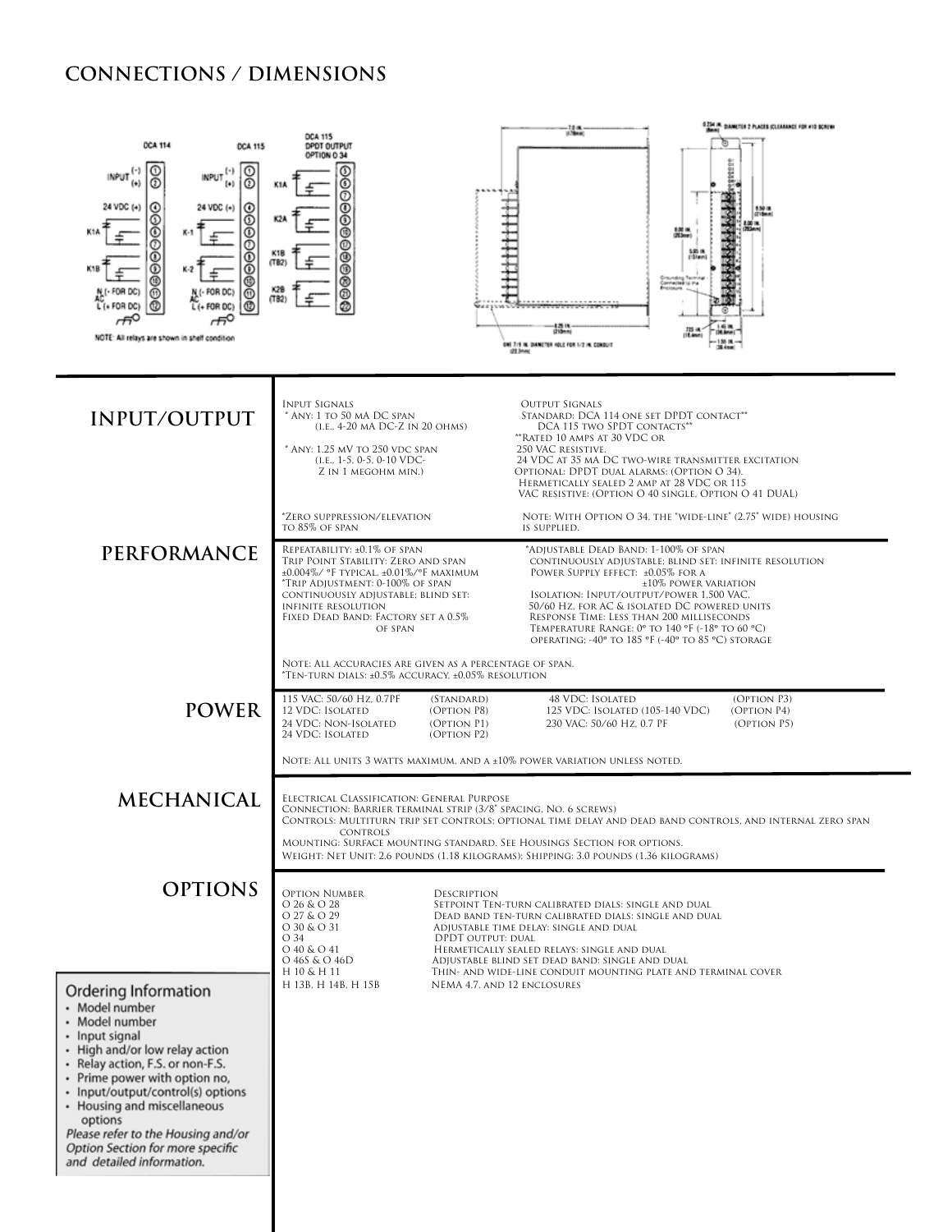## CONNECTIONS / DIMENSIONS

DCA 114

INPUT (-) ① (+) ②

24 VDC (+) ④

K1A ⑤ ⑥ ⑦

K1B ⑧ ⑨ ⑩

N (- FOR DC) ⑪ AC L (+ FOR DC) ⑫

DCA 115

INPUT (-) ① (+) ②

24 VDC (+) ④

K-1 ⑤ ⑥ ⑦

K-2 ⑧ ⑨ ⑩

N (- FOR DC) ⑪ AC L (+ FOR DC) ⑫

DCA 115 DPDT OUTPUT OPTION O 34

K1A ⑤ ⑥ ⑦

K2A ⑧ ⑨ ⑩

K1B (TB2) ⑰ ⑱ ⑲

K2B (TB2) ⑳ ㉑ ㉒

NOTE: All relays are shown in shelf condition

7.0 IN. (178mm)

0.234 IN. DIAMETER 2 PLACES (CLEARANCE FOR #10 SCREW) (6mm)

8.50 IN. (216mm)

8.00 IN. (203mm)

8.00 IN. (203mm)

5.95 IN. (151mm)

Grounding Terminal - Connected to the Enclosure.

8.25 IN. (210mm)

ONE 7/8 IN. DIAMETER HOLE FOR 1/2 IN. CONDUIT (22.3mm)

.725 IN. (18.4mm)

1.45 IN. (36.8mm)

1.50 IN. (38.4mm)

## INPUT/OUTPUT

Input Signals
* Any: 1 to 50 mA DC span
(i.e., 4-20 mA DC-Z in 20 ohms)

* Any: 1.25 mV to 250 vdc span
(i.e., 1-5, 0-5, 0-10 VDC-
Z in 1 megohm min.)

*Zero suppression/elevation to 85% of span

Output Signals
Standard: DCA 114 one set DPDT contact**
DCA 115 two SPDT contacts**
**Rated 10 amps at 30 VDC or 250 VAC resistive.
24 VDC at 35 mA DC two-wire transmitter excitation
Optional: DPDT dual alarms: (Option O 34).
Hermetically sealed 2 amp at 28 VDC or 115 VAC resistive: (Option O 40 single, Option O 41 DUAL)

Note: With Option O 34, the "wide-line" (2.75" wide) housing is supplied.

## PERFORMANCE

Repeatability: ±0.1% of span
Trip Point Stability: Zero and span ±0.004%/ °F typical, ±0.01%/°F maximum
*Trip Adjustment: 0-100% of span continuously adjustable; blind set: infinite resolution
Fixed Dead Band: Factory set a 0.5% of span

*Adjustable Dead Band: 1-100% of span continuously adjustable; blind set: infinite resolution
Power Supply effect: ±0.05% for a ±10% power variation
Isolation: Input/output/power 1,500 VAC, 50/60 Hz, for AC & isolated DC powered units
Response Time: Less than 200 milliseconds
Temperature Range: 0° to 140 °F (-18° to 60 °C) operating; -40° to 185 °F (-40° to 85 °C) storage

Note: All accuracies are given as a percentage of span.
*Ten-turn dials: ±0.5% accuracy, ±0.05% resolution

## POWER

| | | | |
|---|---|---|---|
| 115 VAC: 50/60 Hz, 0.7PF | (Standard) | 48 VDC: Isolated | (Option P3) |
| 12 VDC: Isolated | (Option P8) | 125 VDC: Isolated (105-140 VDC) | (Option P4) |
| 24 VDC: Non-Isolated | (Option P1) | 230 VAC: 50/60 Hz, 0.7 PF | (Option P5) |
| 24 VDC: Isolated | (Option P2) | | |

Note: All units 3 watts maximum, and a ±10% power variation unless noted.

## MECHANICAL

Electrical Classification: General Purpose
Connection: Barrier terminal strip (3/8" spacing, No. 6 screws)
Controls: Multiturn trip set controls; optional time delay and dead band controls, and internal zero span controls
Mounting: Surface mounting standard. See Housings Section for options.
Weight: Net Unit: 2.6 pounds (1.18 kilograms); Shipping: 3.0 pounds (1.36 kilograms)

## OPTIONS

| Option Number | Description |
|---|---|
| O 26 & O 28 | Setpoint Ten-turn calibrated dials: single and dual |
| O 27 & O 29 | Dead band ten-turn calibrated dials: single and dual |
| O 30 & O 31 | Adjustable time delay: single and dual |
| O 34 | DPDT output: dual |
| O 40 & O 41 | Hermetically sealed relays: single and dual |
| O 46S & O 46D | Adjustable blind set dead band: single and dual |
| H 10 & H 11 | Thin- and wide-line conduit mounting plate and terminal cover |
| H 13B, H 14B, H 15B | NEMA 4,7, and 12 enclosures |

### Ordering Information

- Model number
- Model number
- Input signal
- High and/or low relay action
- Relay action, F.S. or non-F.S.
- Prime power with option no,
- Input/output/control(s) options
- Housing and miscellaneous options

*Please refer to the Housing and/or Option Section for more specific and detailed information.*